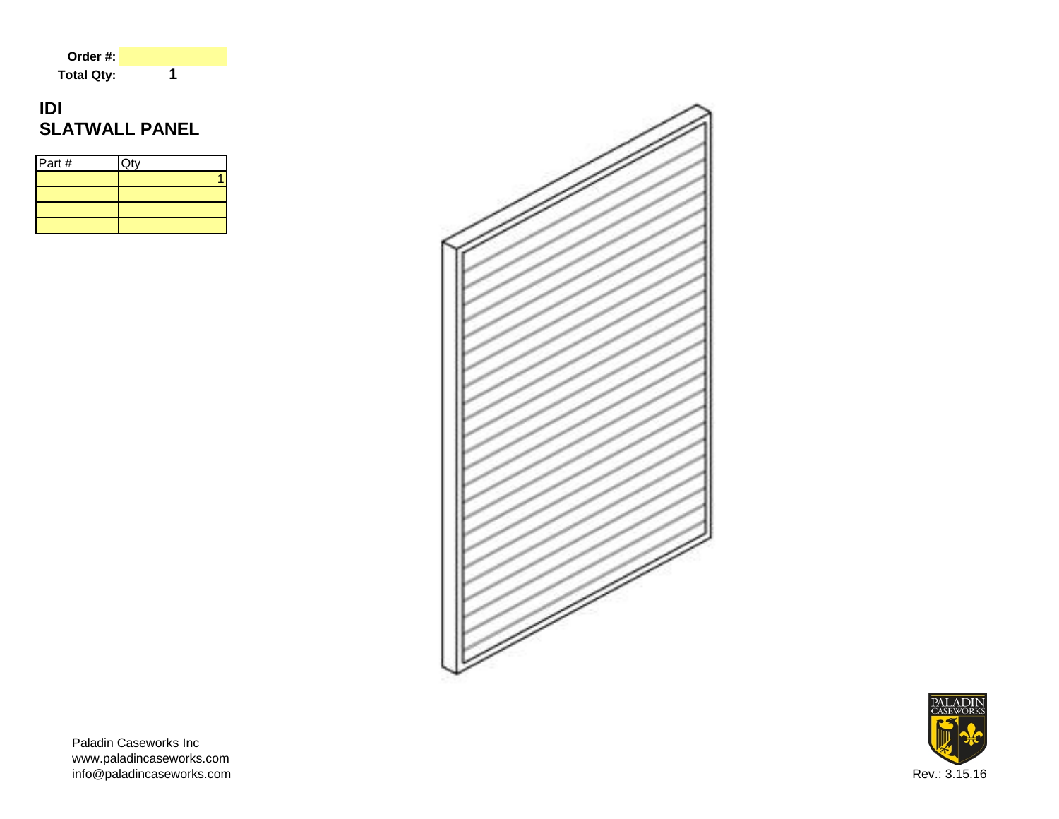**Order #:**

**Total Qty:** **1**

# IDI
# SLATWALL PANEL

| Part # | Qty |
|---|---|
| | 1 |
| | |
| | |
| | |

Paladin Caseworks Inc
www.paladincaseworks.com
info@paladincaseworks.com

Rev.: 3.15.16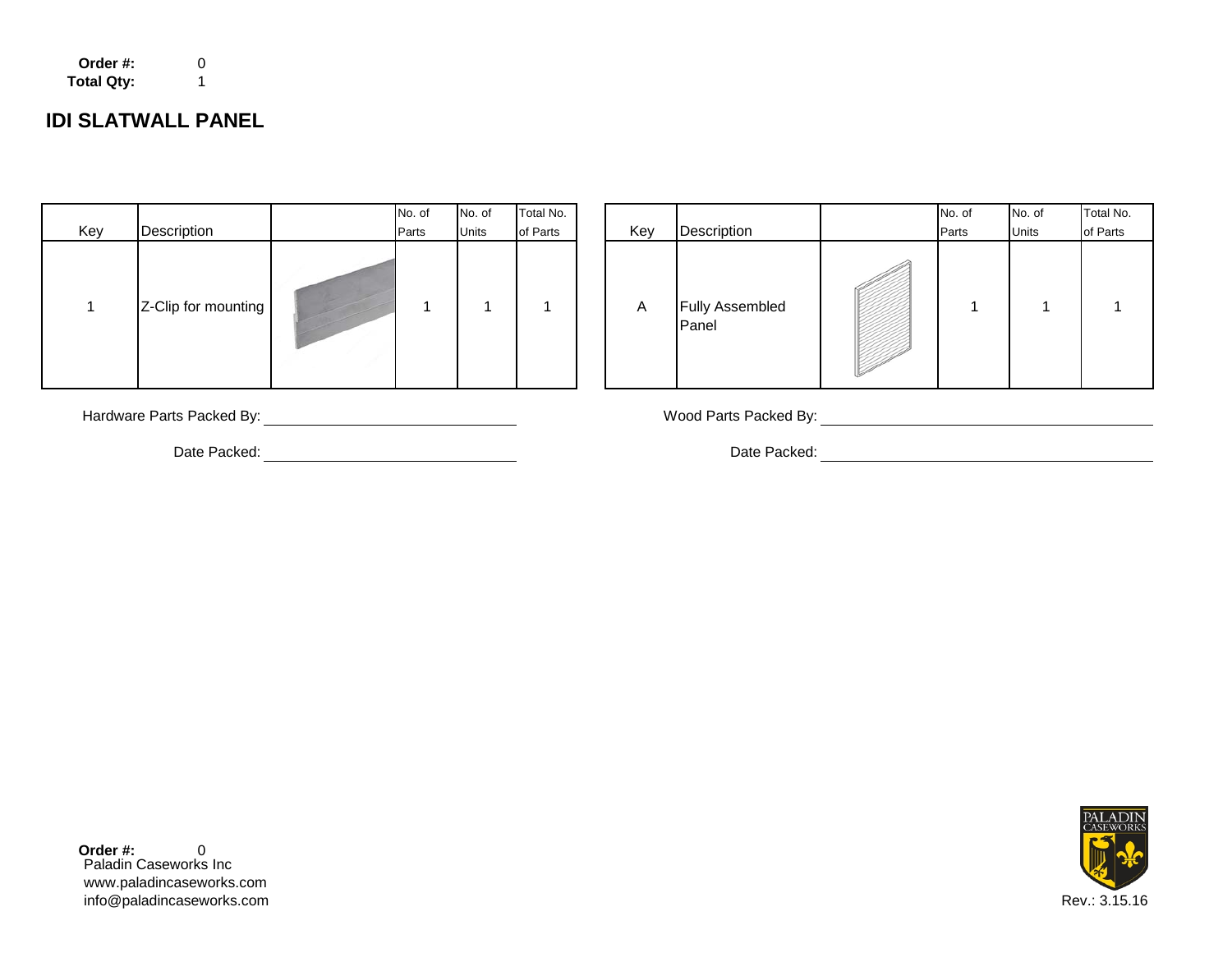**Order #:** 0
**Total Qty:** 1

## IDI SLATWALL PANEL

| Key | Description | | No. of Parts | No. of Units | Total No. of Parts |
|---|---|---|---|---|---|
| 1 | Z-Clip for mounting | | 1 | 1 | 1 |

Hardware Parts Packed By: ____________________

Date Packed: ____________________

| Key | Description | | No. of Parts | No. of Units | Total No. of Parts |
|---|---|---|---|---|---|
| A | Fully Assembled Panel | | 1 | 1 | 1 |

Wood Parts Packed By: ____________________

Date Packed: ____________________

**Order #:** 0
Paladin Caseworks Inc
www.paladincaseworks.com
info@paladincaseworks.com

PALADIN CASEWORKS

Rev.: 3.15.16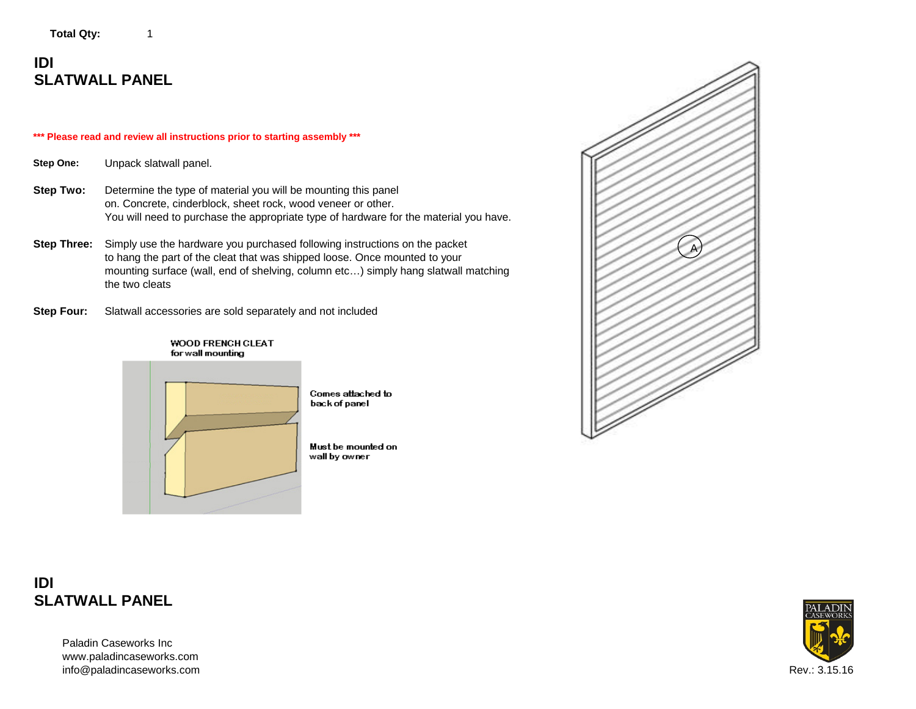**Total Qty:** 1

# IDI
# SLATWALL PANEL

**\*\*\* Please read and review all instructions prior to starting assembly \*\*\***

**Step One:** Unpack slatwall panel.

**Step Two:** Determine the type of material you will be mounting this panel on. Concrete, cinderblock, sheet rock, wood veneer or other. You will need to purchase the appropriate type of hardware for the material you have.

**Step Three:** Simply use the hardware you purchased following instructions on the packet to hang the part of the cleat that was shipped loose. Once mounted to your mounting surface (wall, end of shelving, column etc…) simply hang slatwall matching the two cleats

**Step Four:** Slatwall accessories are sold separately and not included

WOOD FRENCH CLEAT
for wall mounting

Comes attached to back of panel

Must be mounted on wall by owner

A

# IDI
# SLATWALL PANEL

Paladin Caseworks Inc
www.paladincaseworks.com
info@paladincaseworks.com

PALADIN CASEWORKS

Rev.: 3.15.16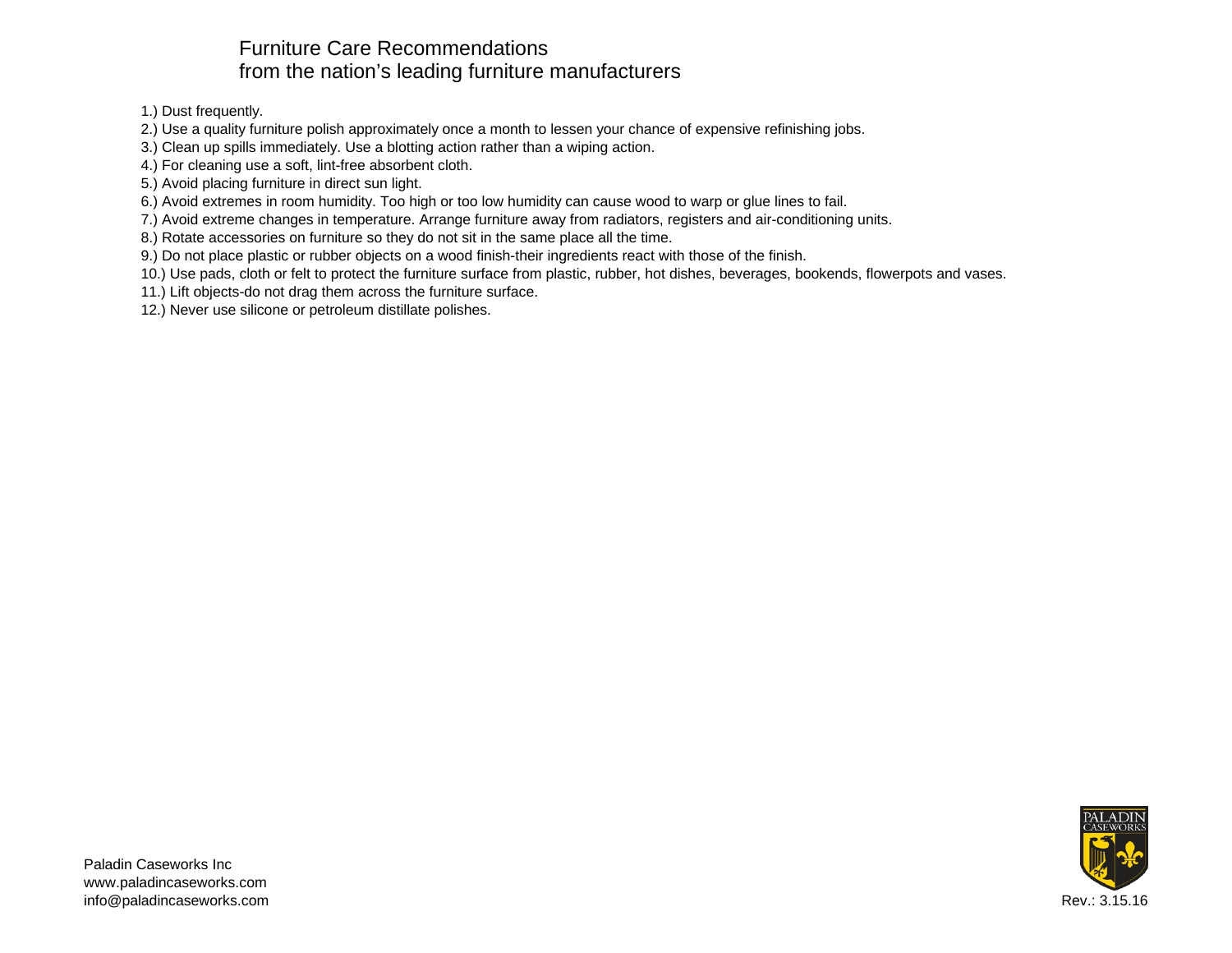# Furniture Care Recommendations
## from the nation's leading furniture manufacturers

1.) Dust frequently.
2.) Use a quality furniture polish approximately once a month to lessen your chance of expensive refinishing jobs.
3.) Clean up spills immediately. Use a blotting action rather than a wiping action.
4.) For cleaning use a soft, lint-free absorbent cloth.
5.) Avoid placing furniture in direct sun light.
6.) Avoid extremes in room humidity. Too high or too low humidity can cause wood to warp or glue lines to fail.
7.) Avoid extreme changes in temperature. Arrange furniture away from radiators, registers and air-conditioning units.
8.) Rotate accessories on furniture so they do not sit in the same place all the time.
9.) Do not place plastic or rubber objects on a wood finish-their ingredients react with those of the finish.
10.) Use pads, cloth or felt to protect the furniture surface from plastic, rubber, hot dishes, beverages, bookends, flowerpots and vases.
11.) Lift objects-do not drag them across the furniture surface.
12.) Never use silicone or petroleum distillate polishes.

Paladin Caseworks Inc
www.paladincaseworks.com
info@paladincaseworks.com

Rev.: 3.15.16